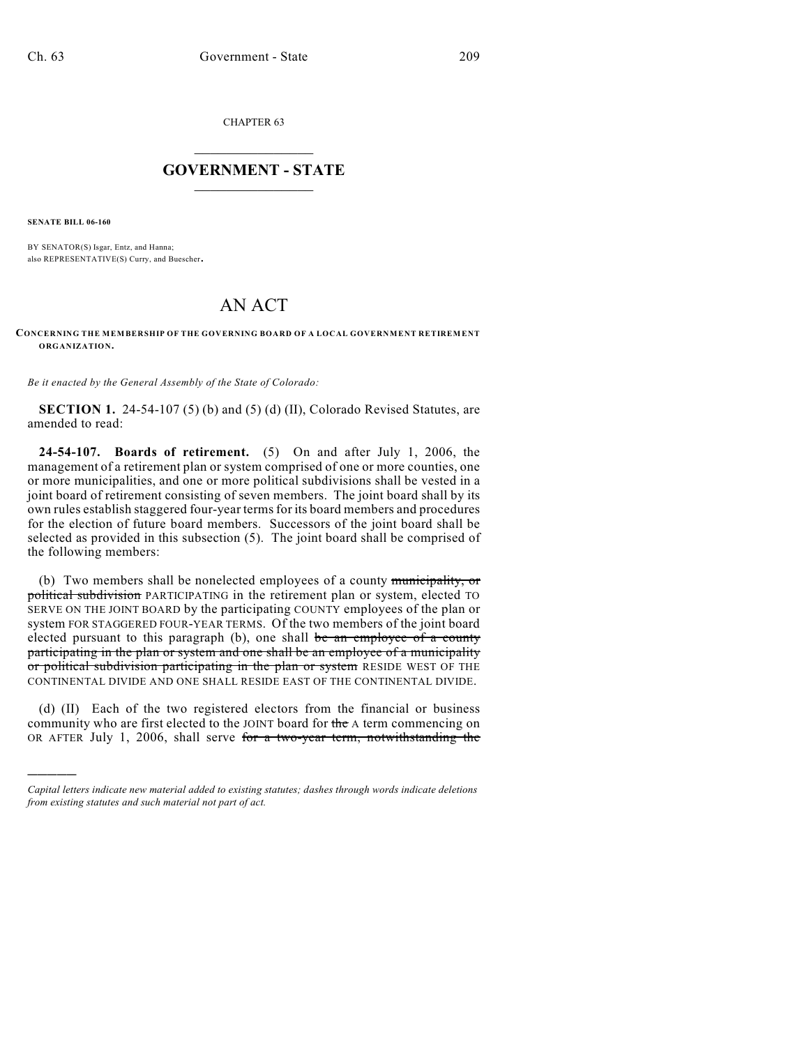CHAPTER 63

# GOVERNMENT - STATE

**SENATE BILL 06-160**

BY SENATOR(S) Isgar, Entz, and Hanna;
also REPRESENTATIVE(S) Curry, and Buescher.

# AN ACT

**CONCERNING THE MEMBERSHIP OF THE GOVERNING BOARD OF A LOCAL GOVERNMENT RETIREMENT ORGANIZATION.**

*Be it enacted by the General Assembly of the State of Colorado:*

**SECTION 1.** 24-54-107 (5) (b) and (5) (d) (II), Colorado Revised Statutes, are amended to read:

**24-54-107. Boards of retirement.** (5) On and after July 1, 2006, the management of a retirement plan or system comprised of one or more counties, one or more municipalities, and one or more political subdivisions shall be vested in a joint board of retirement consisting of seven members. The joint board shall by its own rules establish staggered four-year terms for its board members and procedures for the election of future board members. Successors of the joint board shall be selected as provided in this subsection (5). The joint board shall be comprised of the following members:

(b) Two members shall be nonelected employees of a county ~~municipality, or political subdivision~~ PARTICIPATING in the retirement plan or system, elected TO SERVE ON THE JOINT BOARD by the participating COUNTY employees of the plan or system FOR STAGGERED FOUR-YEAR TERMS. Of the two members of the joint board elected pursuant to this paragraph (b), one shall ~~be an employee of a county participating in the plan or system and one shall be an employee of a municipality or political subdivision participating in the plan or system~~ RESIDE WEST OF THE CONTINENTAL DIVIDE AND ONE SHALL RESIDE EAST OF THE CONTINENTAL DIVIDE.

(d) (II) Each of the two registered electors from the financial or business community who are first elected to the JOINT board for ~~the~~ A term commencing on OR AFTER July 1, 2006, shall serve ~~for a two-year term, notwithstanding the~~

---

*Capital letters indicate new material added to existing statutes; dashes through words indicate deletions from existing statutes and such material not part of act.*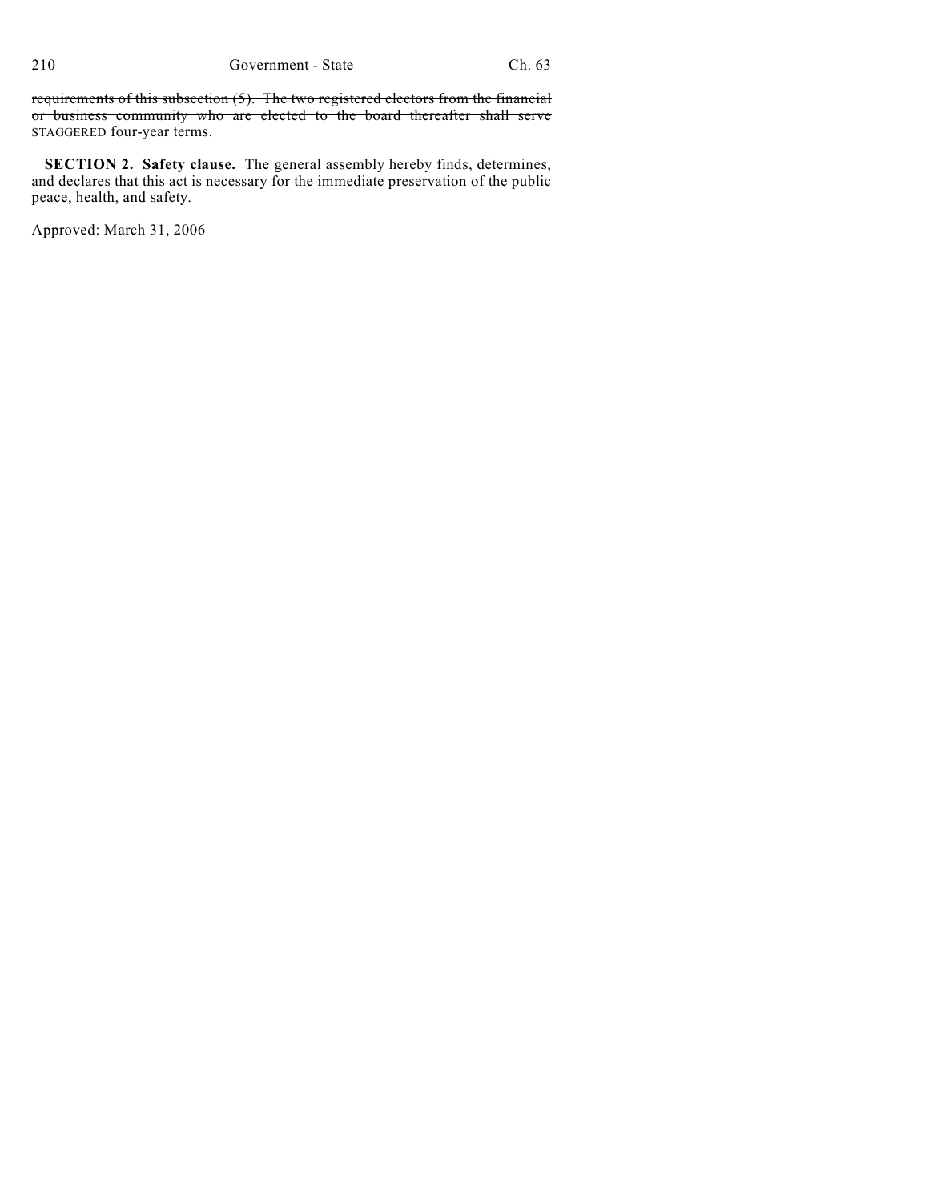~~requirements of this subsection (5). The two registered electors from the financial or business community who are elected to the board thereafter shall serve~~ STAGGERED four-year terms.

**SECTION 2. Safety clause.** The general assembly hereby finds, determines, and declares that this act is necessary for the immediate preservation of the public peace, health, and safety.

Approved: March 31, 2006